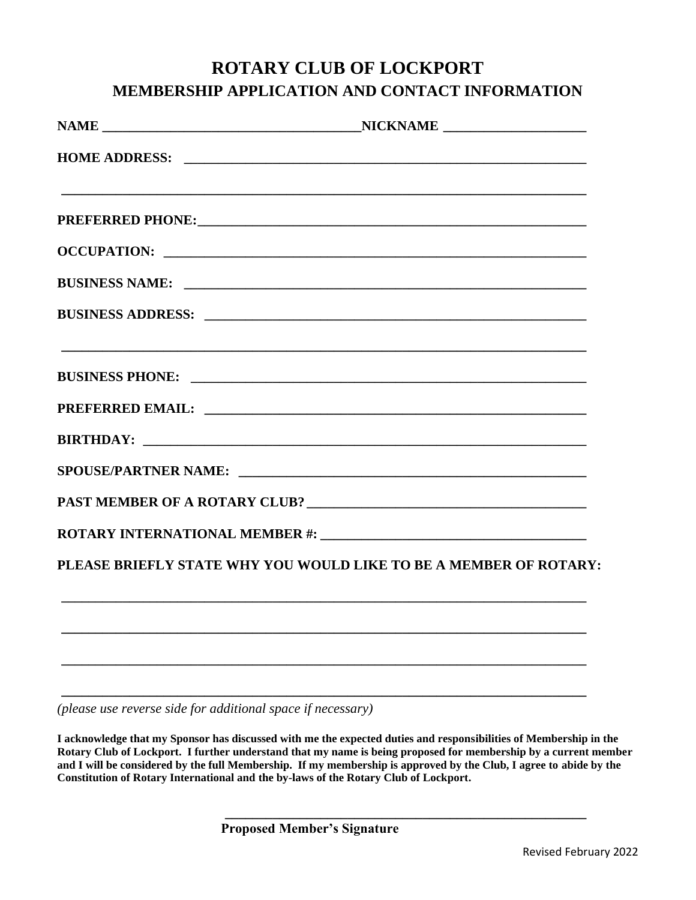# ROTARY CLUB OF LOCKPORT

## MEMBERSHIP APPLICATION AND CONTACT INFORMATION

**NAME** ______________________________________ **NICKNAME** _____________________

**HOME ADDRESS:** ____________________________________________________________

______________________________________________________________________________

**PREFERRED PHONE:** __________________________________________________________

**OCCUPATION:** ______________________________________________________________

**BUSINESS NAME:** ___________________________________________________________

**BUSINESS ADDRESS:** ________________________________________________________

______________________________________________________________________________

**BUSINESS PHONE:** __________________________________________________________

**PREFERRED EMAIL:** _________________________________________________________

**BIRTHDAY:** ________________________________________________________________

**SPOUSE/PARTNER NAME:** _____________________________________________________

**PAST MEMBER OF A ROTARY CLUB?** ____________________________________________

**ROTARY INTERNATIONAL MEMBER #:** ___________________________________________

**PLEASE BRIEFLY STATE WHY YOU WOULD LIKE TO BE A MEMBER OF ROTARY:**

______________________________________________________________________________

______________________________________________________________________________

______________________________________________________________________________

______________________________________________________________________________

*(please use reverse side for additional space if necessary)*

**I acknowledge that my Sponsor has discussed with me the expected duties and responsibilities of Membership in the Rotary Club of Lockport. I further understand that my name is being proposed for membership by a current member and I will be considered by the full Membership. If my membership is approved by the Club, I agree to abide by the Constitution of Rotary International and the by-laws of the Rotary Club of Lockport.**

________________________________________________

**Proposed Member's Signature**

Revised February 2022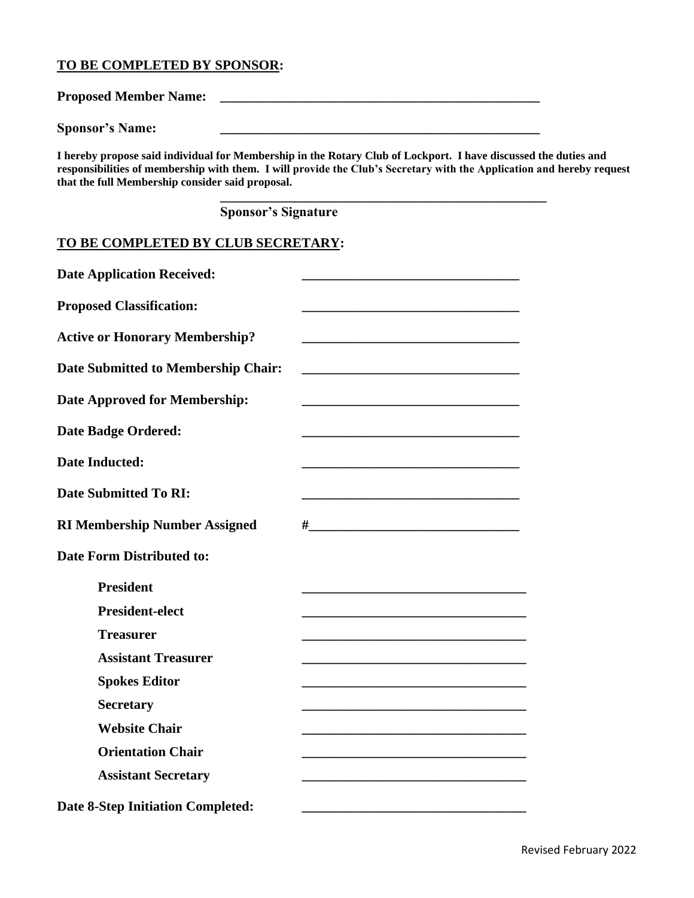**<u>TO BE COMPLETED BY SPONSOR</u>:**

**Proposed Member Name:** \_\_\_\_\_\_\_\_\_\_\_\_\_\_\_\_\_\_\_\_\_\_\_\_\_\_\_\_\_\_\_\_\_\_\_\_\_\_\_\_\_\_\_\_\_\_\_\_

**Sponsor's Name:** \_\_\_\_\_\_\_\_\_\_\_\_\_\_\_\_\_\_\_\_\_\_\_\_\_\_\_\_\_\_\_\_\_\_\_\_\_\_\_\_\_\_\_\_\_\_\_\_

**I hereby propose said individual for Membership in the Rotary Club of Lockport. I have discussed the duties and responsibilities of membership with them. I will provide the Club's Secretary with the Application and hereby request that the full Membership consider said proposal.**

\_\_\_\_\_\_\_\_\_\_\_\_\_\_\_\_\_\_\_\_\_\_\_\_\_\_\_\_\_\_\_\_\_\_\_\_\_\_\_\_\_\_\_\_\_\_\_\_\_\_\_\_
**Sponsor's Signature**

**<u>TO BE COMPLETED BY CLUB SECRETARY</u>:**

**Date Application Received:** \_\_\_\_\_\_\_\_\_\_\_\_\_\_\_\_\_\_\_\_\_\_\_\_\_\_\_\_\_\_\_\_\_

**Proposed Classification:** \_\_\_\_\_\_\_\_\_\_\_\_\_\_\_\_\_\_\_\_\_\_\_\_\_\_\_\_\_\_\_\_\_

**Active or Honorary Membership?** \_\_\_\_\_\_\_\_\_\_\_\_\_\_\_\_\_\_\_\_\_\_\_\_\_\_\_\_\_\_\_\_\_

**Date Submitted to Membership Chair:** \_\_\_\_\_\_\_\_\_\_\_\_\_\_\_\_\_\_\_\_\_\_\_\_\_\_\_\_\_\_\_\_\_

**Date Approved for Membership:** \_\_\_\_\_\_\_\_\_\_\_\_\_\_\_\_\_\_\_\_\_\_\_\_\_\_\_\_\_\_\_\_\_

**Date Badge Ordered:** \_\_\_\_\_\_\_\_\_\_\_\_\_\_\_\_\_\_\_\_\_\_\_\_\_\_\_\_\_\_\_\_\_

**Date Inducted:** \_\_\_\_\_\_\_\_\_\_\_\_\_\_\_\_\_\_\_\_\_\_\_\_\_\_\_\_\_\_\_\_\_

**Date Submitted To RI:** \_\_\_\_\_\_\_\_\_\_\_\_\_\_\_\_\_\_\_\_\_\_\_\_\_\_\_\_\_\_\_\_\_

**RI Membership Number Assigned** #\_\_\_\_\_\_\_\_\_\_\_\_\_\_\_\_\_\_\_\_\_\_\_\_\_\_\_\_\_\_\_

**Date Form Distributed to:**

- **President** \_\_\_\_\_\_\_\_\_\_\_\_\_\_\_\_\_\_\_\_\_\_\_\_\_\_\_\_\_\_\_\_\_
- **President-elect** \_\_\_\_\_\_\_\_\_\_\_\_\_\_\_\_\_\_\_\_\_\_\_\_\_\_\_\_\_\_\_\_\_
- **Treasurer** \_\_\_\_\_\_\_\_\_\_\_\_\_\_\_\_\_\_\_\_\_\_\_\_\_\_\_\_\_\_\_\_\_
- **Assistant Treasurer** \_\_\_\_\_\_\_\_\_\_\_\_\_\_\_\_\_\_\_\_\_\_\_\_\_\_\_\_\_\_\_\_\_
- **Spokes Editor** \_\_\_\_\_\_\_\_\_\_\_\_\_\_\_\_\_\_\_\_\_\_\_\_\_\_\_\_\_\_\_\_\_
- **Secretary** \_\_\_\_\_\_\_\_\_\_\_\_\_\_\_\_\_\_\_\_\_\_\_\_\_\_\_\_\_\_\_\_\_
- **Website Chair** \_\_\_\_\_\_\_\_\_\_\_\_\_\_\_\_\_\_\_\_\_\_\_\_\_\_\_\_\_\_\_\_\_
- **Orientation Chair** \_\_\_\_\_\_\_\_\_\_\_\_\_\_\_\_\_\_\_\_\_\_\_\_\_\_\_\_\_\_\_\_\_
- **Assistant Secretary** \_\_\_\_\_\_\_\_\_\_\_\_\_\_\_\_\_\_\_\_\_\_\_\_\_\_\_\_\_\_\_\_\_

**Date 8-Step Initiation Completed:** \_\_\_\_\_\_\_\_\_\_\_\_\_\_\_\_\_\_\_\_\_\_\_\_\_\_\_\_\_\_\_\_\_

Revised February 2022